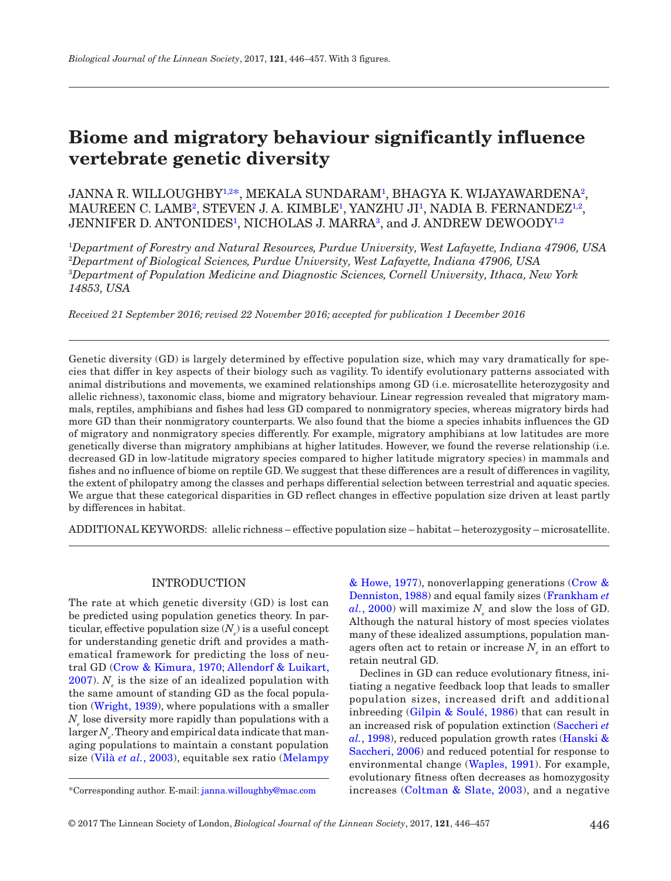# Biome and migratory behaviour significantly influence vertebrate genetic diversity

JANNA R. WILLOUGHBY[1,2*], MEKALA SUNDARAM[1], BHAGYA K. WIJAYAWARDENA[2], MAUREEN C. LAMB[2], STEVEN J. A. KIMBLE[1], YANZHU JI[1], NADIA B. FERNANDEZ[1,2], JENNIFER D. ANTONIDES[1], NICHOLAS J. MARRA[3], and J. ANDREW DEWOODY[1,2]

[1]*Department of Forestry and Natural Resources, Purdue University, West Lafayette, Indiana 47906, USA*
[2]*Department of Biological Sciences, Purdue University, West Lafayette, Indiana 47906, USA*
[3]*Department of Population Medicine and Diagnostic Sciences, Cornell University, Ithaca, New York 14853, USA*

*Received 21 September 2016; revised 22 November 2016; accepted for publication 1 December 2016*

Genetic diversity (GD) is largely determined by effective population size, which may vary dramatically for species that differ in key aspects of their biology such as vagility. To identify evolutionary patterns associated with animal distributions and movements, we examined relationships among GD (i.e. microsatellite heterozygosity and allelic richness), taxonomic class, biome and migratory behaviour. Linear regression revealed that migratory mammals, reptiles, amphibians and fishes had less GD compared to nonmigratory species, whereas migratory birds had more GD than their nonmigratory counterparts. We also found that the biome a species inhabits influences the GD of migratory and nonmigratory species differently. For example, migratory amphibians at low latitudes are more genetically diverse than migratory amphibians at higher latitudes. However, we found the reverse relationship (i.e. decreased GD in low-latitude migratory species compared to higher latitude migratory species) in mammals and fishes and no influence of biome on reptile GD. We suggest that these differences are a result of differences in vagility, the extent of philopatry among the classes and perhaps differential selection between terrestrial and aquatic species. We argue that these categorical disparities in GD reflect changes in effective population size driven at least partly by differences in habitat.

ADDITIONAL KEYWORDS: allelic richness – effective population size – habitat – heterozygosity – microsatellite.

## INTRODUCTION

The rate at which genetic diversity (GD) is lost can be predicted using population genetics theory. In particular, effective population size ($N_e$) is a useful concept for understanding genetic drift and provides a mathematical framework for predicting the loss of neutral GD (Crow & Kimura, 1970; Allendorf & Luikart, 2007). $N_e$ is the size of an idealized population with the same amount of standing GD as the focal population (Wright, 1939), where populations with a smaller $N_e$ lose diversity more rapidly than populations with a larger $N_e$. Theory and empirical data indicate that managing populations to maintain a constant population size (Vilà *et al.*, 2003), equitable sex ratio (Melampy & Howe, 1977), nonoverlapping generations (Crow & Denniston, 1988) and equal family sizes (Frankham *et al.*, 2000) will maximize $N_e$ and slow the loss of GD. Although the natural history of most species violates many of these idealized assumptions, population managers often act to retain or increase $N_e$ in an effort to retain neutral GD.

Declines in GD can reduce evolutionary fitness, initiating a negative feedback loop that leads to smaller population sizes, increased drift and additional inbreeding (Gilpin & Soulé, 1986) that can result in an increased risk of population extinction (Saccheri *et al.*, 1998), reduced population growth rates (Hanski & Saccheri, 2006) and reduced potential for response to environmental change (Waples, 1991). For example, evolutionary fitness often decreases as homozygosity increases (Coltman & Slate, 2003), and a negative

*Corresponding author. E-mail: janna.willoughby@mac.com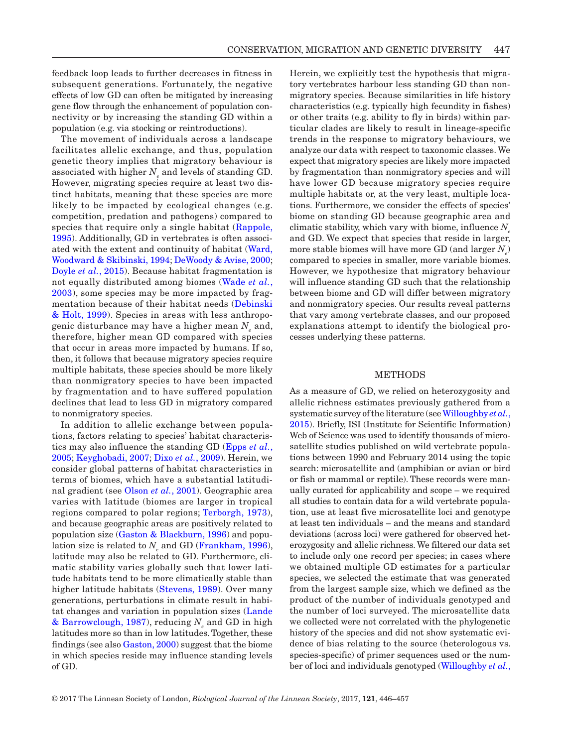feedback loop leads to further decreases in fitness in subsequent generations. Fortunately, the negative effects of low GD can often be mitigated by increasing gene flow through the enhancement of population connectivity or by increasing the standing GD within a population (e.g. via stocking or reintroductions).

The movement of individuals across a landscape facilitates allelic exchange, and thus, population genetic theory implies that migratory behaviour is associated with higher $N_e$ and levels of standing GD. However, migrating species require at least two distinct habitats, meaning that these species are more likely to be impacted by ecological changes (e.g. competition, predation and pathogens) compared to species that require only a single habitat (Rappole, 1995). Additionally, GD in vertebrates is often associated with the extent and continuity of habitat (Ward, Woodward & Skibinski, 1994; DeWoody & Avise, 2000; Doyle *et al.*, 2015). Because habitat fragmentation is not equally distributed among biomes (Wade *et al.*, 2003), some species may be more impacted by fragmentation because of their habitat needs (Debinski & Holt, 1999). Species in areas with less anthropogenic disturbance may have a higher mean $N_e$ and, therefore, higher mean GD compared with species that occur in areas more impacted by humans. If so, then, it follows that because migratory species require multiple habitats, these species should be more likely than nonmigratory species to have been impacted by fragmentation and to have suffered population declines that lead to less GD in migratory compared to nonmigratory species.

In addition to allelic exchange between populations, factors relating to species' habitat characteristics may also influence the standing GD (Epps *et al.*, 2005; Keyghobadi, 2007; Dixo *et al.*, 2009). Herein, we consider global patterns of habitat characteristics in terms of biomes, which have a substantial latitudinal gradient (see Olson *et al.*, 2001). Geographic area varies with latitude (biomes are larger in tropical regions compared to polar regions; Terborgh, 1973), and because geographic areas are positively related to population size (Gaston & Blackburn, 1996) and population size is related to $N_e$ and GD (Frankham, 1996), latitude may also be related to GD. Furthermore, climatic stability varies globally such that lower latitude habitats tend to be more climatically stable than higher latitude habitats (Stevens, 1989). Over many generations, perturbations in climate result in habitat changes and variation in population sizes (Lande & Barrowclough, 1987), reducing $N_e$ and GD in high latitudes more so than in low latitudes. Together, these findings (see also Gaston, 2000) suggest that the biome in which species reside may influence standing levels of GD.

Herein, we explicitly test the hypothesis that migratory vertebrates harbour less standing GD than nonmigratory species. Because similarities in life history characteristics (e.g. typically high fecundity in fishes) or other traits (e.g. ability to fly in birds) within particular clades are likely to result in lineage-specific trends in the response to migratory behaviours, we analyze our data with respect to taxonomic classes. We expect that migratory species are likely more impacted by fragmentation than nonmigratory species and will have lower GD because migratory species require multiple habitats or, at the very least, multiple locations. Furthermore, we consider the effects of species' biome on standing GD because geographic area and climatic stability, which vary with biome, influence $N_e$ and GD. We expect that species that reside in larger, more stable biomes will have more GD (and larger $N_e$) compared to species in smaller, more variable biomes. However, we hypothesize that migratory behaviour will influence standing GD such that the relationship between biome and GD will differ between migratory and nonmigratory species. Our results reveal patterns that vary among vertebrate classes, and our proposed explanations attempt to identify the biological processes underlying these patterns.

## METHODS

As a measure of GD, we relied on heterozygosity and allelic richness estimates previously gathered from a systematic survey of the literature (see Willoughby *et al.*, 2015). Briefly, ISI (Institute for Scientific Information) Web of Science was used to identify thousands of microsatellite studies published on wild vertebrate populations between 1990 and February 2014 using the topic search: microsatellite and (amphibian or avian or bird or fish or mammal or reptile). These records were manually curated for applicability and scope – we required all studies to contain data for a wild vertebrate population, use at least five microsatellite loci and genotype at least ten individuals – and the means and standard deviations (across loci) were gathered for observed heterozygosity and allelic richness. We filtered our data set to include only one record per species; in cases where we obtained multiple GD estimates for a particular species, we selected the estimate that was generated from the largest sample size, which we defined as the product of the number of individuals genotyped and the number of loci surveyed. The microsatellite data we collected were not correlated with the phylogenetic history of the species and did not show systematic evidence of bias relating to the source (heterologous vs. species-specific) of primer sequences used or the number of loci and individuals genotyped (Willoughby *et al.*,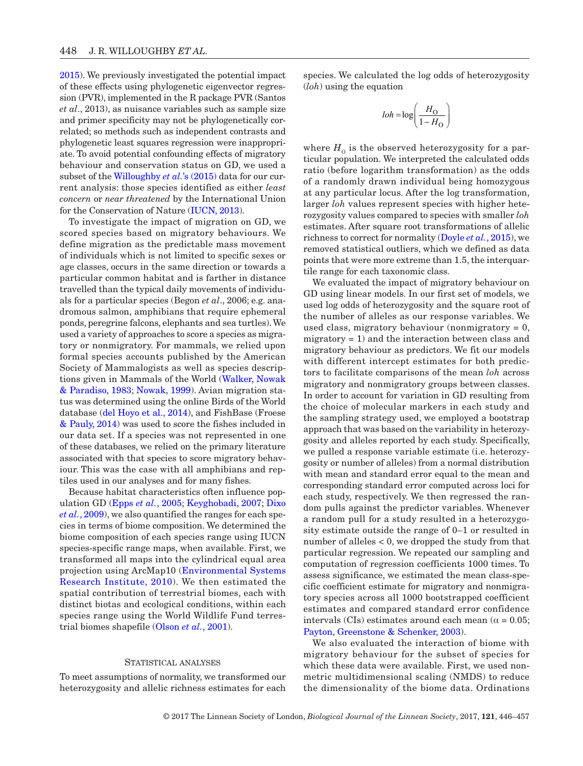2015). We previously investigated the potential impact of these effects using phylogenetic eigenvector regression (PVR), implemented in the R package PVR (Santos *et al*., 2013), as nuisance variables such as sample size and primer specificity may not be phylogenetically correlated; so methods such as independent contrasts and phylogenetic least squares regression were inappropriate. To avoid potential confounding effects of migratory behaviour and conservation status on GD, we used a subset of the Willoughby *et al.*'s (2015) data for our current analysis: those species identified as either *least concern* or *near threatened* by the International Union for the Conservation of Nature (IUCN, 2013).

To investigate the impact of migration on GD, we scored species based on migratory behaviours. We define migration as the predictable mass movement of individuals which is not limited to specific sexes or age classes, occurs in the same direction or towards a particular common habitat and is farther in distance travelled than the typical daily movements of individuals for a particular species (Begon *et al*., 2006; e.g. anadromous salmon, amphibians that require ephemeral ponds, peregrine falcons, elephants and sea turtles). We used a variety of approaches to score a species as migratory or nonmigratory. For mammals, we relied upon formal species accounts published by the American Society of Mammalogists as well as species descriptions given in Mammals of the World (Walker, Nowak & Paradiso, 1983; Nowak, 1999). Avian migration status was determined using the online Birds of the World database (del Hoyo et al., 2014), and FishBase (Froese & Pauly, 2014) was used to score the fishes included in our data set. If a species was not represented in one of these databases, we relied on the primary literature associated with that species to score migratory behaviour. This was the case with all amphibians and reptiles used in our analyses and for many fishes.

Because habitat characteristics often influence population GD (Epps *et al.*, 2005; Keyghobadi, 2007; Dixo *et al.*, 2009), we also quantified the ranges for each species in terms of biome composition. We determined the biome composition of each species range using IUCN species-specific range maps, when available. First, we transformed all maps into the cylindrical equal area projection using ArcMap10 (Environmental Systems Research Institute, 2010). We then estimated the spatial contribution of terrestrial biomes, each with distinct biotas and ecological conditions, within each species range using the World Wildlife Fund terrestrial biomes shapefile (Olson *et al.*, 2001).

## Statistical analyses

To meet assumptions of normality, we transformed our heterozygosity and allelic richness estimates for each species. We calculated the log odds of heterozygosity (*loh*) using the equation

$$loh = \log\left(\frac{H_O}{1 - H_O}\right)$$

where $H_O$ is the observed heterozygosity for a particular population. We interpreted the calculated odds ratio (before logarithm transformation) as the odds of a randomly drawn individual being homozygous at any particular locus. After the log transformation, larger *loh* values represent species with higher heterozygosity values compared to species with smaller *loh* estimates. After square root transformations of allelic richness to correct for normality (Doyle *et al.*, 2015), we removed statistical outliers, which we defined as data points that were more extreme than 1.5, the interquartile range for each taxonomic class.

We evaluated the impact of migratory behaviour on GD using linear models. In our first set of models, we used log odds of heterozygosity and the square root of the number of alleles as our response variables. We used class, migratory behaviour (nonmigratory = 0, migratory = 1) and the interaction between class and migratory behaviour as predictors. We fit our models with different intercept estimates for both predictors to facilitate comparisons of the mean *loh* across migratory and nonmigratory groups between classes. In order to account for variation in GD resulting from the choice of molecular markers in each study and the sampling strategy used, we employed a bootstrap approach that was based on the variability in heterozygosity and alleles reported by each study. Specifically, we pulled a response variable estimate (i.e. heterozygosity or number of alleles) from a normal distribution with mean and standard error equal to the mean and corresponding standard error computed across loci for each study, respectively. We then regressed the random pulls against the predictor variables. Whenever a random pull for a study resulted in a heterozygosity estimate outside the range of 0–1 or resulted in number of alleles < 0, we dropped the study from that particular regression. We repeated our sampling and computation of regression coefficients 1000 times. To assess significance, we estimated the mean class-specific coefficient estimate for migratory and nonmigratory species across all 1000 bootstrapped coefficient estimates and compared standard error confidence intervals (CIs) estimates around each mean ($\alpha = 0.05$; Payton, Greenstone & Schenker, 2003).

We also evaluated the interaction of biome with migratory behaviour for the subset of species for which these data were available. First, we used nonmetric multidimensional scaling (NMDS) to reduce the dimensionality of the biome data. Ordinations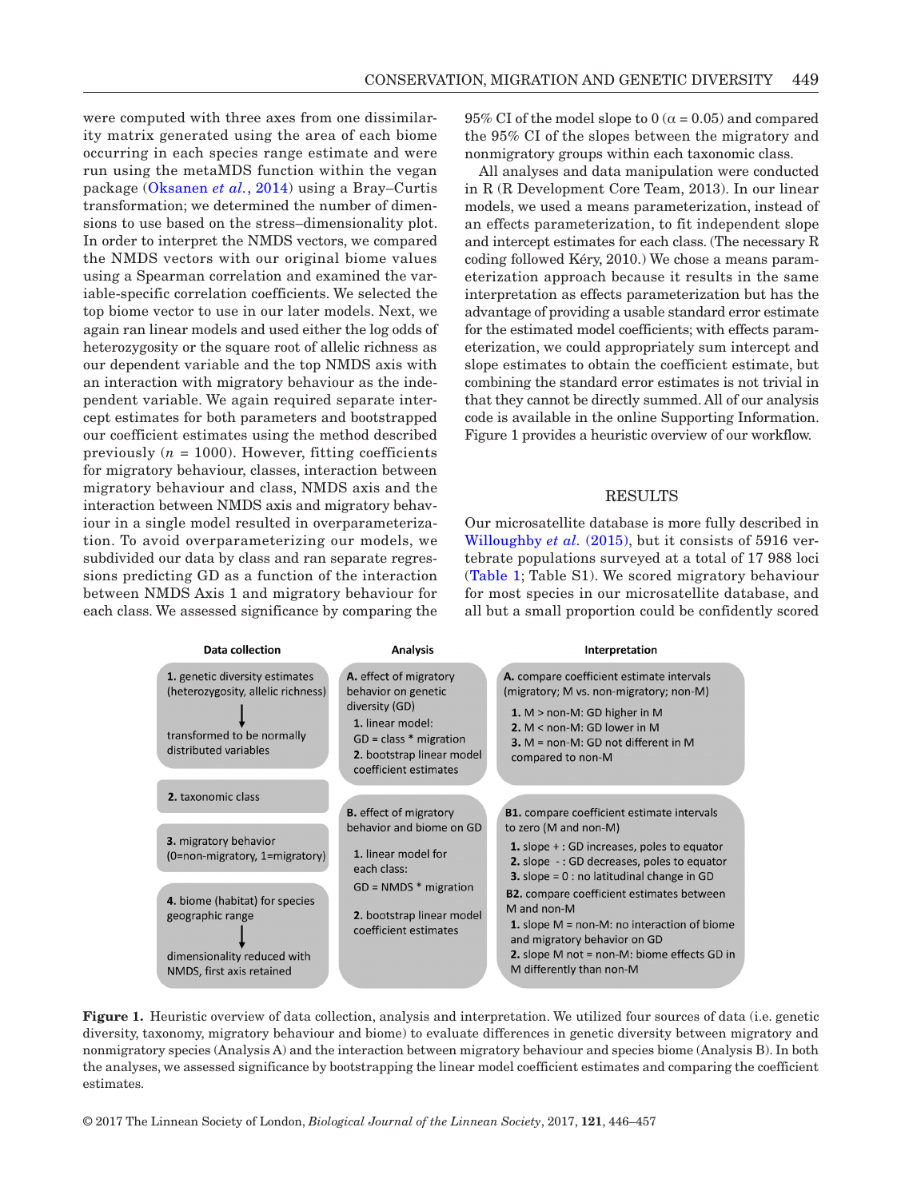were computed with three axes from one dissimilarity matrix generated using the area of each biome occurring in each species range estimate and were run using the metaMDS function within the vegan package (Oksanen *et al.*, 2014) using a Bray–Curtis transformation; we determined the number of dimensions to use based on the stress–dimensionality plot. In order to interpret the NMDS vectors, we compared the NMDS vectors with our original biome values using a Spearman correlation and examined the variable-specific correlation coefficients. We selected the top biome vector to use in our later models. Next, we again ran linear models and used either the log odds of heterozygosity or the square root of allelic richness as our dependent variable and the top NMDS axis with an interaction with migratory behaviour as the independent variable. We again required separate intercept estimates for both parameters and bootstrapped our coefficient estimates using the method described previously ($n$ = 1000). However, fitting coefficients for migratory behaviour, classes, interaction between migratory behaviour and class, NMDS axis and the interaction between NMDS axis and migratory behaviour in a single model resulted in overparameterization. To avoid overparameterizing our models, we subdivided our data by class and ran separate regressions predicting GD as a function of the interaction between NMDS Axis 1 and migratory behaviour for each class. We assessed significance by comparing the 95% CI of the model slope to 0 ($\alpha$ = 0.05) and compared the 95% CI of the slopes between the migratory and nonmigratory groups within each taxonomic class.

All analyses and data manipulation were conducted in R (R Development Core Team, 2013). In our linear models, we used a means parameterization, instead of an effects parameterization, to fit independent slope and intercept estimates for each class. (The necessary R coding followed Kéry, 2010.) We chose a means parameterization approach because it results in the same interpretation as effects parameterization but has the advantage of providing a usable standard error estimate for the estimated model coefficients; with effects parameterization, we could appropriately sum intercept and slope estimates to obtain the coefficient estimate, but combining the standard error estimates is not trivial in that they cannot be directly summed. All of our analysis code is available in the online Supporting Information. Figure 1 provides a heuristic overview of our workflow.

## RESULTS

Our microsatellite database is more fully described in Willoughby *et al.* (2015), but it consists of 5916 vertebrate populations surveyed at a total of 17 988 loci (Table 1; Table S1). We scored migratory behaviour for most species in our microsatellite database, and all but a small proportion could be confidently scored

| Data collection | Analysis | Interpretation |
|---|---|---|
| **1.** genetic diversity estimates (heterozygosity, allelic richness) → transformed to be normally distributed variables | **A.** effect of migratory behavior on genetic diversity (GD)<br>**1.** linear model: GD = class * migration<br>**2.** bootstrap linear model coefficient estimates | **A.** compare coefficient estimate intervals (migratory; M vs. non-migratory; non-M)<br>**1.** M > non-M: GD higher in M<br>**2.** M < non-M: GD lower in M<br>**3.** M = non-M: GD not different in M compared to non-M |
| **2.** taxonomic class | | |
| **3.** migratory behavior (0=non-migratory, 1=migratory) | **B.** effect of migratory behavior and biome on GD<br>**1.** linear model for each class: GD = NMDS * migration<br>**2.** bootstrap linear model coefficient estimates | **B1.** compare coefficient estimate intervals to zero (M and non-M)<br>**1.** slope + : GD increases, poles to equator<br>**2.** slope - : GD decreases, poles to equator<br>**3.** slope = 0 : no latitudinal change in GD<br>**B2.** compare coefficient estimates between M and non-M<br>**1.** slope M = non-M: no interaction of biome and migratory behavior on GD<br>**2.** slope M not = non-M: biome effects GD in M differently than non-M |
| **4.** biome (habitat) for species geographic range → dimensionality reduced with NMDS, first axis retained | | |

**Figure 1.** Heuristic overview of data collection, analysis and interpretation. We utilized four sources of data (i.e. genetic diversity, taxonomy, migratory behaviour and biome) to evaluate differences in genetic diversity between migratory and nonmigratory species (Analysis A) and the interaction between migratory behaviour and species biome (Analysis B). In both the analyses, we assessed significance by bootstrapping the linear model coefficient estimates and comparing the coefficient estimates.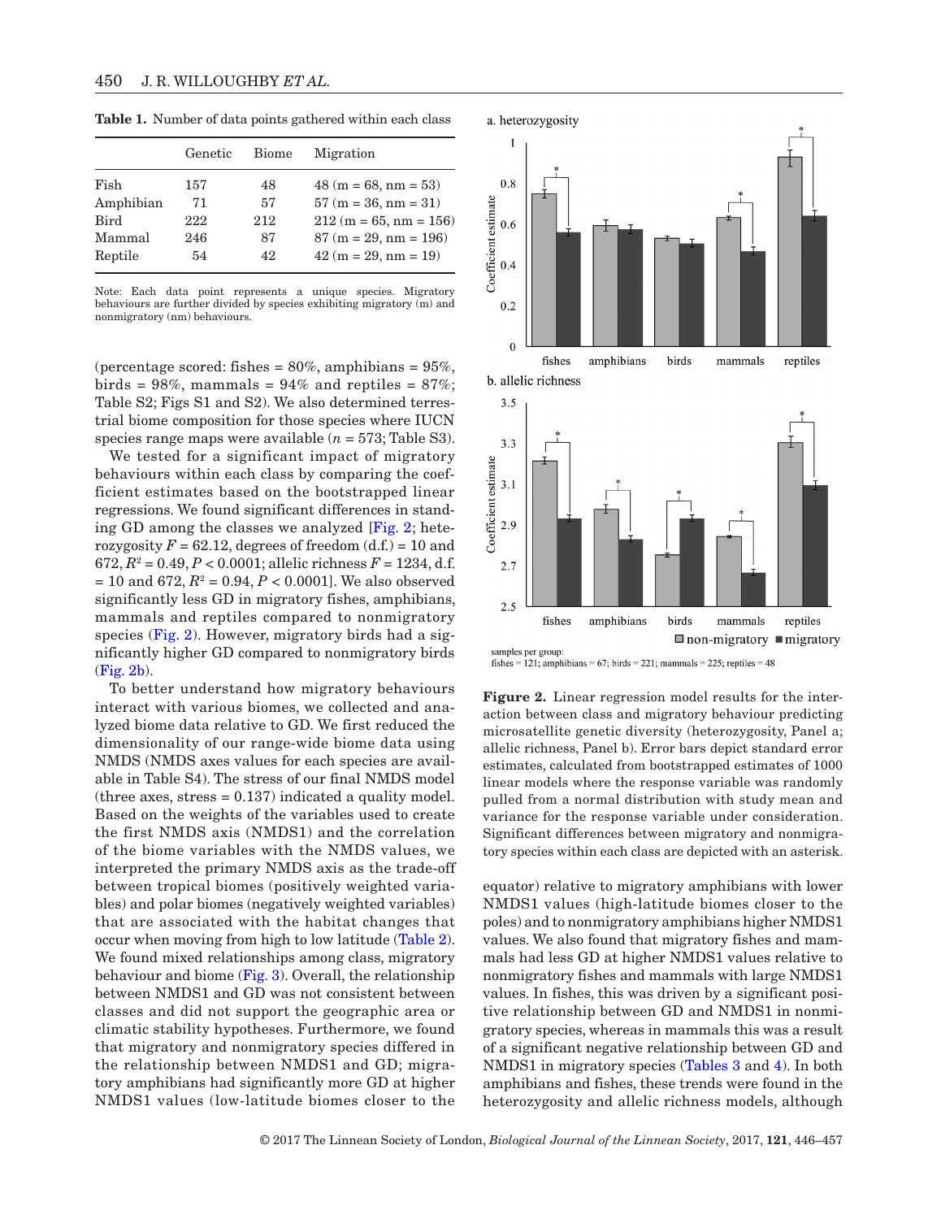**Table 1.** Number of data points gathered within each class

| | Genetic | Biome | Migration |
|---|---|---|---|
| Fish | 157 | 48 | 48 (m = 68, nm = 53) |
| Amphibian | 71 | 57 | 57 (m = 36, nm = 31) |
| Bird | 222 | 212 | 212 (m = 65, nm = 156) |
| Mammal | 246 | 87 | 87 (m = 29, nm = 196) |
| Reptile | 54 | 42 | 42 (m = 29, nm = 19) |

Note: Each data point represents a unique species. Migratory behaviours are further divided by species exhibiting migratory (m) and nonmigratory (nm) behaviours.

(percentage scored: fishes = 80%, amphibians = 95%, birds = 98%, mammals = 94% and reptiles = 87%; Table S2; Figs S1 and S2). We also determined terrestrial biome composition for those species where IUCN species range maps were available ($n = 573$; Table S3).

We tested for a significant impact of migratory behaviours within each class by comparing the coefficient estimates based on the bootstrapped linear regressions. We found significant differences in standing GD among the classes we analyzed [Fig. 2; heterozygosity $F = 62.12$, degrees of freedom (d.f.) = 10 and 672, $R^2 = 0.49$, $P < 0.0001$; allelic richness $F = 1234$, d.f. = 10 and 672, $R^2 = 0.94$, $P < 0.0001$]. We also observed significantly less GD in migratory fishes, amphibians, mammals and reptiles compared to nonmigratory species (Fig. 2). However, migratory birds had a significantly higher GD compared to nonmigratory birds (Fig. 2b).

To better understand how migratory behaviours interact with various biomes, we collected and analyzed biome data relative to GD. We first reduced the dimensionality of our range-wide biome data using NMDS (NMDS axes values for each species are available in Table S4). The stress of our final NMDS model (three axes, stress = 0.137) indicated a quality model. Based on the weights of the variables used to create the first NMDS axis (NMDS1) and the correlation of the biome variables with the NMDS values, we interpreted the primary NMDS axis as the trade-off between tropical biomes (positively weighted variables) and polar biomes (negatively weighted variables) that are associated with the habitat changes that occur when moving from high to low latitude (Table 2). We found mixed relationships among class, migratory behaviour and biome (Fig. 3). Overall, the relationship between NMDS1 and GD was not consistent between classes and did not support the geographic area or climatic stability hypotheses. Furthermore, we found that migratory and nonmigratory species differed in the relationship between NMDS1 and GD; migratory amphibians had significantly more GD at higher NMDS1 values (low-latitude biomes closer to the equator) relative to migratory amphibians with lower NMDS1 values (high-latitude biomes closer to the poles) and to nonmigratory amphibians higher NMDS1 values. We also found that migratory fishes and mammals had less GD at higher NMDS1 values relative to nonmigratory fishes and mammals with large NMDS1 values. In fishes, this was driven by a significant positive relationship between GD and NMDS1 in nonmigratory species, whereas in mammals this was a result of a significant negative relationship between GD and NMDS1 in migratory species (Tables 3 and 4). In both amphibians and fishes, these trends were found in the heterozygosity and allelic richness models, although

**Figure 2.** Linear regression model results for the interaction between class and migratory behaviour predicting microsatellite genetic diversity (heterozygosity, Panel a; allelic richness, Panel b). Error bars depict standard error estimates, calculated from bootstrapped estimates of 1000 linear models where the response variable was randomly pulled from a normal distribution with study mean and variance for the response variable under consideration. Significant differences between migratory and nonmigratory species within each class are depicted with an asterisk.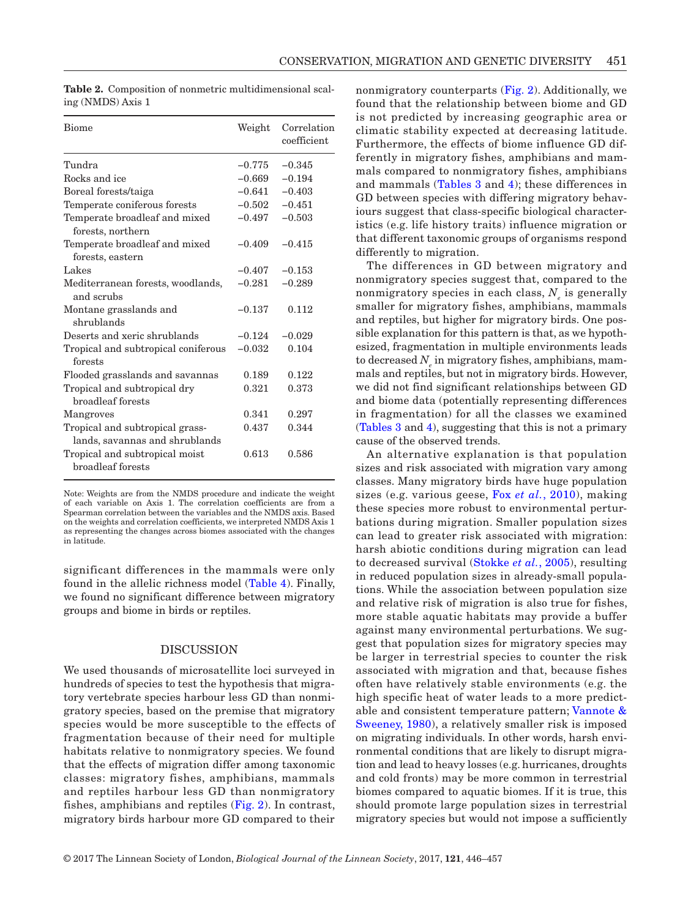**Table 2.** Composition of nonmetric multidimensional scaling (NMDS) Axis 1

| Biome | Weight | Correlation coefficient |
|---|---|---|
| Tundra | −0.775 | −0.345 |
| Rocks and ice | −0.669 | −0.194 |
| Boreal forests/taiga | −0.641 | −0.403 |
| Temperate coniferous forests | −0.502 | −0.451 |
| Temperate broadleaf and mixed forests, northern | −0.497 | −0.503 |
| Temperate broadleaf and mixed forests, eastern | −0.409 | −0.415 |
| Lakes | −0.407 | −0.153 |
| Mediterranean forests, woodlands, and scrubs | −0.281 | −0.289 |
| Montane grasslands and shrublands | −0.137 | 0.112 |
| Deserts and xeric shrublands | −0.124 | −0.029 |
| Tropical and subtropical coniferous forests | −0.032 | 0.104 |
| Flooded grasslands and savannas | 0.189 | 0.122 |
| Tropical and subtropical dry broadleaf forests | 0.321 | 0.373 |
| Mangroves | 0.341 | 0.297 |
| Tropical and subtropical grasslands, savannas and shrublands | 0.437 | 0.344 |
| Tropical and subtropical moist broadleaf forests | 0.613 | 0.586 |

Note: Weights are from the NMDS procedure and indicate the weight of each variable on Axis 1. The correlation coefficients are from a Spearman correlation between the variables and the NMDS axis. Based on the weights and correlation coefficients, we interpreted NMDS Axis 1 as representing the changes across biomes associated with the changes in latitude.

significant differences in the mammals were only found in the allelic richness model (Table 4). Finally, we found no significant difference between migratory groups and biome in birds or reptiles.

## DISCUSSION

We used thousands of microsatellite loci surveyed in hundreds of species to test the hypothesis that migratory vertebrate species harbour less GD than nonmigratory species, based on the premise that migratory species would be more susceptible to the effects of fragmentation because of their need for multiple habitats relative to nonmigratory species. We found that the effects of migration differ among taxonomic classes: migratory fishes, amphibians, mammals and reptiles harbour less GD than nonmigratory fishes, amphibians and reptiles (Fig. 2). In contrast, migratory birds harbour more GD compared to their nonmigratory counterparts (Fig. 2). Additionally, we found that the relationship between biome and GD is not predicted by increasing geographic area or climatic stability expected at decreasing latitude. Furthermore, the effects of biome influence GD differently in migratory fishes, amphibians and mammals compared to nonmigratory fishes, amphibians and mammals (Tables 3 and 4); these differences in GD between species with differing migratory behaviours suggest that class-specific biological characteristics (e.g. life history traits) influence migration or that different taxonomic groups of organisms respond differently to migration.

The differences in GD between migratory and nonmigratory species suggest that, compared to the nonmigratory species in each class, $N_e$ is generally smaller for migratory fishes, amphibians, mammals and reptiles, but higher for migratory birds. One possible explanation for this pattern is that, as we hypothesized, fragmentation in multiple environments leads to decreased $N_e$ in migratory fishes, amphibians, mammals and reptiles, but not in migratory birds. However, we did not find significant relationships between GD and biome data (potentially representing differences in fragmentation) for all the classes we examined (Tables 3 and 4), suggesting that this is not a primary cause of the observed trends.

An alternative explanation is that population sizes and risk associated with migration vary among classes. Many migratory birds have huge population sizes (e.g. various geese, Fox *et al.*, 2010), making these species more robust to environmental perturbations during migration. Smaller population sizes can lead to greater risk associated with migration: harsh abiotic conditions during migration can lead to decreased survival (Stokke *et al.*, 2005), resulting in reduced population sizes in already-small populations. While the association between population size and relative risk of migration is also true for fishes, more stable aquatic habitats may provide a buffer against many environmental perturbations. We suggest that population sizes for migratory species may be larger in terrestrial species to counter the risk associated with migration and that, because fishes often have relatively stable environments (e.g. the high specific heat of water leads to a more predictable and consistent temperature pattern; Vannote & Sweeney, 1980), a relatively smaller risk is imposed on migrating individuals. In other words, harsh environmental conditions that are likely to disrupt migration and lead to heavy losses (e.g. hurricanes, droughts and cold fronts) may be more common in terrestrial biomes compared to aquatic biomes. If it is true, this should promote large population sizes in terrestrial migratory species but would not impose a sufficiently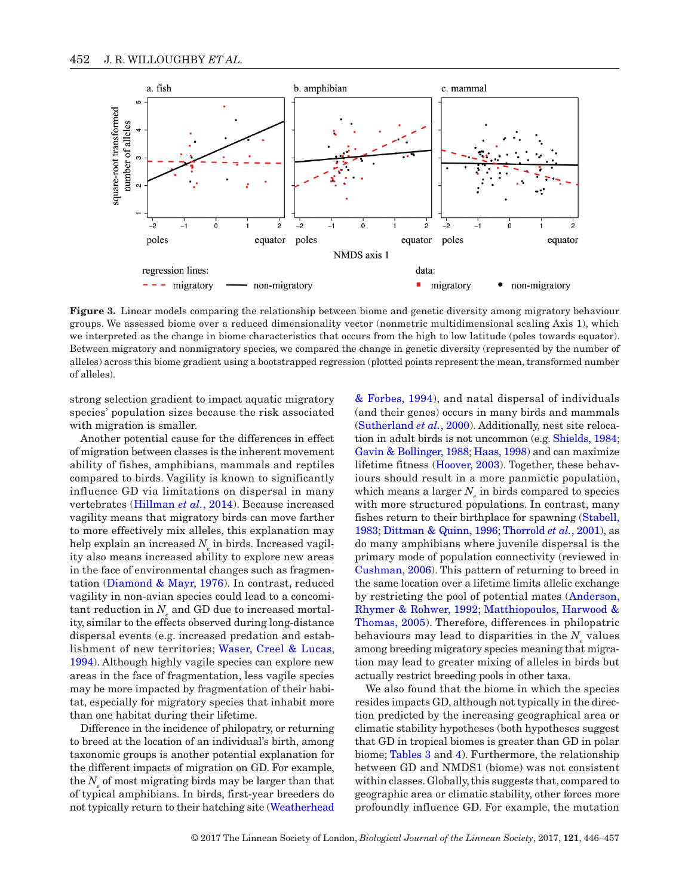**Figure 3.** Linear models comparing the relationship between biome and genetic diversity among migratory behaviour groups. We assessed biome over a reduced dimensionality vector (nonmetric multidimensional scaling Axis 1), which we interpreted as the change in biome characteristics that occurs from the high to low latitude (poles towards equator). Between migratory and nonmigratory species, we compared the change in genetic diversity (represented by the number of alleles) across this biome gradient using a bootstrapped regression (plotted points represent the mean, transformed number of alleles).

strong selection gradient to impact aquatic migratory species' population sizes because the risk associated with migration is smaller.

Another potential cause for the differences in effect of migration between classes is the inherent movement ability of fishes, amphibians, mammals and reptiles compared to birds. Vagility is known to significantly influence GD via limitations on dispersal in many vertebrates (Hillman *et al.*, 2014). Because increased vagility means that migratory birds can move farther to more effectively mix alleles, this explanation may help explain an increased $N_e$ in birds. Increased vagility also means increased ability to explore new areas in the face of environmental changes such as fragmentation (Diamond & Mayr, 1976). In contrast, reduced vagility in non-avian species could lead to a concomitant reduction in $N_e$ and GD due to increased mortality, similar to the effects observed during long-distance dispersal events (e.g. increased predation and establishment of new territories; Waser, Creel & Lucas, 1994). Although highly vagile species can explore new areas in the face of fragmentation, less vagile species may be more impacted by fragmentation of their habitat, especially for migratory species that inhabit more than one habitat during their lifetime.

Difference in the incidence of philopatry, or returning to breed at the location of an individual's birth, among taxonomic groups is another potential explanation for the different impacts of migration on GD. For example, the $N_e$ of most migrating birds may be larger than that of typical amphibians. In birds, first-year breeders do not typically return to their hatching site (Weatherhead & Forbes, 1994), and natal dispersal of individuals (and their genes) occurs in many birds and mammals (Sutherland *et al.*, 2000). Additionally, nest site relocation in adult birds is not uncommon (e.g. Shields, 1984; Gavin & Bollinger, 1988; Haas, 1998) and can maximize lifetime fitness (Hoover, 2003). Together, these behaviours should result in a more panmictic population, which means a larger $N_e$ in birds compared to species with more structured populations. In contrast, many fishes return to their birthplace for spawning (Stabell, 1983; Dittman & Quinn, 1996; Thorrold *et al.*, 2001), as do many amphibians where juvenile dispersal is the primary mode of population connectivity (reviewed in Cushman, 2006). This pattern of returning to breed in the same location over a lifetime limits allelic exchange by restricting the pool of potential mates (Anderson, Rhymer & Rohwer, 1992; Matthiopoulos, Harwood & Thomas, 2005). Therefore, differences in philopatric behaviours may lead to disparities in the $N_e$ values among breeding migratory species meaning that migration may lead to greater mixing of alleles in birds but actually restrict breeding pools in other taxa.

We also found that the biome in which the species resides impacts GD, although not typically in the direction predicted by the increasing geographical area or climatic stability hypotheses (both hypotheses suggest that GD in tropical biomes is greater than GD in polar biome; Tables 3 and 4). Furthermore, the relationship between GD and NMDS1 (biome) was not consistent within classes. Globally, this suggests that, compared to geographic area or climatic stability, other forces more profoundly influence GD. For example, the mutation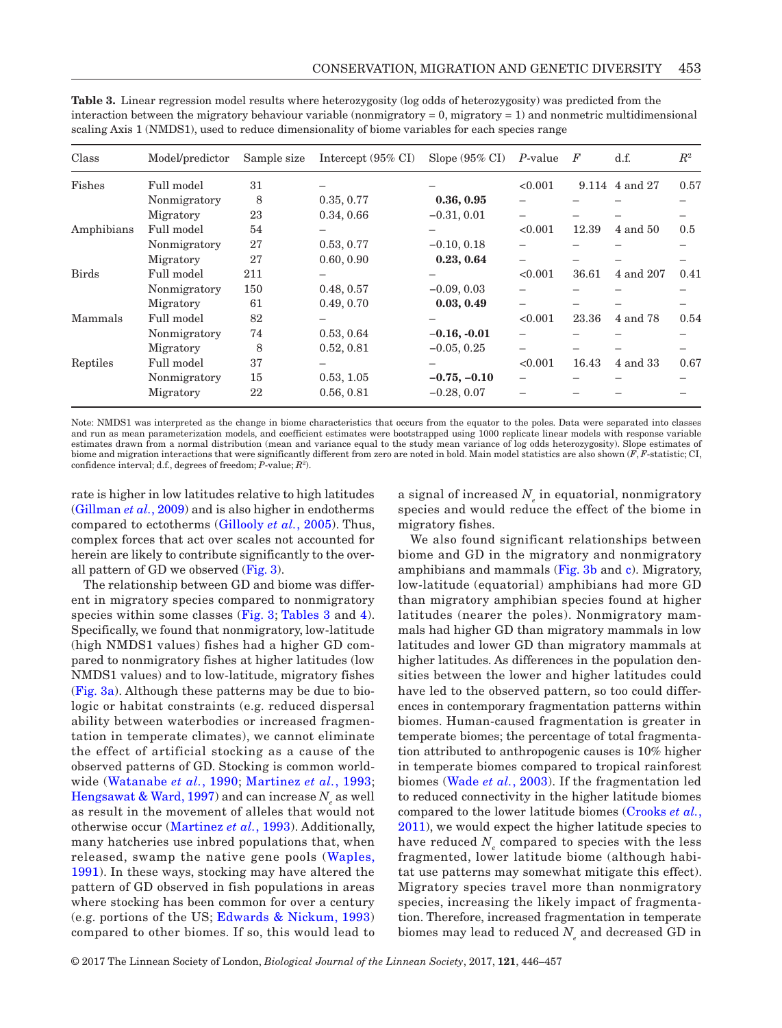**Table 3.** Linear regression model results where heterozygosity (log odds of heterozygosity) was predicted from the interaction between the migratory behaviour variable (nonmigratory = 0, migratory = 1) and nonmetric multidimensional scaling Axis 1 (NMDS1), used to reduce dimensionality of biome variables for each species range

| Class | Model/predictor | Sample size | Intercept (95% CI) | Slope (95% CI) | *P*-value | *F* | d.f. | $R^2$ |
|---|---|---|---|---|---|---|---|---|
| Fishes | Full model | 31 | – | – | <0.001 | 9.114 | 4 and 27 | 0.57 |
| | Nonmigratory | 8 | 0.35, 0.77 | **0.36, 0.95** | – | – | – | – |
| | Migratory | 23 | 0.34, 0.66 | −0.31, 0.01 | – | – | – | – |
| Amphibians | Full model | 54 | – | – | <0.001 | 12.39 | 4 and 50 | 0.5 |
| | Nonmigratory | 27 | 0.53, 0.77 | −0.10, 0.18 | – | – | – | – |
| | Migratory | 27 | 0.60, 0.90 | **0.23, 0.64** | – | – | – | – |
| Birds | Full model | 211 | – | – | <0.001 | 36.61 | 4 and 207 | 0.41 |
| | Nonmigratory | 150 | 0.48, 0.57 | −0.09, 0.03 | – | – | – | – |
| | Migratory | 61 | 0.49, 0.70 | **0.03, 0.49** | – | – | – | – |
| Mammals | Full model | 82 | – | – | <0.001 | 23.36 | 4 and 78 | 0.54 |
| | Nonmigratory | 74 | 0.53, 0.64 | **−0.16, -0.01** | – | – | – | – |
| | Migratory | 8 | 0.52, 0.81 | −0.05, 0.25 | – | – | – | – |
| Reptiles | Full model | 37 | – | – | <0.001 | 16.43 | 4 and 33 | 0.67 |
| | Nonmigratory | 15 | 0.53, 1.05 | **−0.75, −0.10** | – | – | – | – |
| | Migratory | 22 | 0.56, 0.81 | −0.28, 0.07 | – | – | – | – |

Note: NMDS1 was interpreted as the change in biome characteristics that occurs from the equator to the poles. Data were separated into classes and run as mean parameterization models, and coefficient estimates were bootstrapped using 1000 replicate linear models with response variable estimates drawn from a normal distribution (mean and variance equal to the study mean variance of log odds heterozygosity). Slope estimates of biome and migration interactions that were significantly different from zero are noted in bold. Main model statistics are also shown (*F*, *F*-statistic; CI, confidence interval; d.f., degrees of freedom; *P*-value; $R^2$).

rate is higher in low latitudes relative to high latitudes (Gillman *et al.*, 2009) and is also higher in endotherms compared to ectotherms (Gillooly *et al.*, 2005). Thus, complex forces that act over scales not accounted for herein are likely to contribute significantly to the overall pattern of GD we observed (Fig. 3).

The relationship between GD and biome was different in migratory species compared to nonmigratory species within some classes (Fig. 3; Tables 3 and 4). Specifically, we found that nonmigratory, low-latitude (high NMDS1 values) fishes had a higher GD compared to nonmigratory fishes at higher latitudes (low NMDS1 values) and to low-latitude, migratory fishes (Fig. 3a). Although these patterns may be due to biologic or habitat constraints (e.g. reduced dispersal ability between waterbodies or increased fragmentation in temperate climates), we cannot eliminate the effect of artificial stocking as a cause of the observed patterns of GD. Stocking is common worldwide (Watanabe *et al.*, 1990; Martinez *et al.*, 1993; Hengsawat & Ward, 1997) and can increase $N_e$ as well as result in the movement of alleles that would not otherwise occur (Martinez *et al.*, 1993). Additionally, many hatcheries use inbred populations that, when released, swamp the native gene pools (Waples, 1991). In these ways, stocking may have altered the pattern of GD observed in fish populations in areas where stocking has been common for over a century (e.g. portions of the US; Edwards & Nickum, 1993) compared to other biomes. If so, this would lead to a signal of increased $N_e$ in equatorial, nonmigratory species and would reduce the effect of the biome in migratory fishes.

We also found significant relationships between biome and GD in the migratory and nonmigratory amphibians and mammals (Fig. 3b and c). Migratory, low-latitude (equatorial) amphibians had more GD than migratory amphibian species found at higher latitudes (nearer the poles). Nonmigratory mammals had higher GD than migratory mammals in low latitudes and lower GD than migratory mammals at higher latitudes. As differences in the population densities between the lower and higher latitudes could have led to the observed pattern, so too could differences in contemporary fragmentation patterns within biomes. Human-caused fragmentation is greater in temperate biomes; the percentage of total fragmentation attributed to anthropogenic causes is 10% higher in temperate biomes compared to tropical rainforest biomes (Wade *et al.*, 2003). If the fragmentation led to reduced connectivity in the higher latitude biomes compared to the lower latitude biomes (Crooks *et al.*, 2011), we would expect the higher latitude species to have reduced $N_e$ compared to species with the less fragmented, lower latitude biome (although habitat use patterns may somewhat mitigate this effect). Migratory species travel more than nonmigratory species, increasing the likely impact of fragmentation. Therefore, increased fragmentation in temperate biomes may lead to reduced $N_e$ and decreased GD in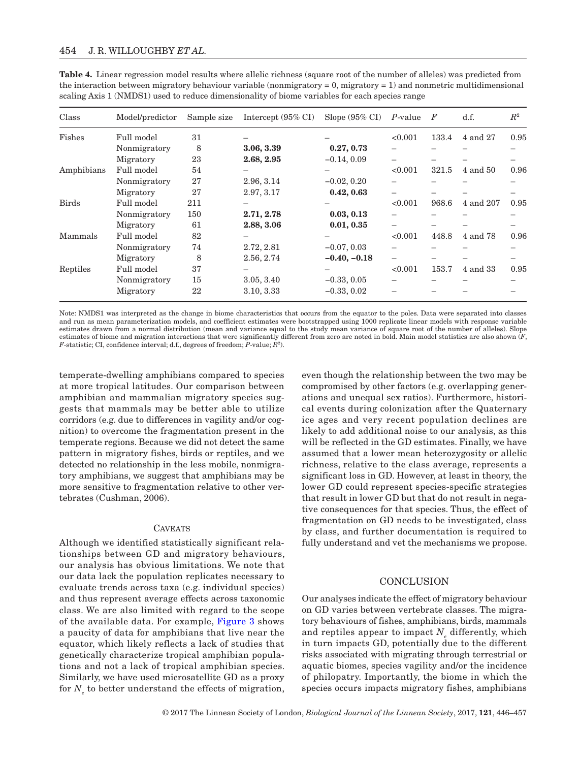**Table 4.** Linear regression model results where allelic richness (square root of the number of alleles) was predicted from the interaction between migratory behaviour variable (nonmigratory = 0, migratory = 1) and nonmetric multidimensional scaling Axis 1 (NMDS1) used to reduce dimensionality of biome variables for each species range

| Class | Model/predictor | Sample size | Intercept (95% CI) | Slope (95% CI) | *P*-value | *F* | d.f. | $R^2$ |
|---|---|---|---|---|---|---|---|---|
| Fishes | Full model | 31 | – | – | <0.001 | 133.4 | 4 and 27 | 0.95 |
| | Nonmigratory | 8 | **3.06, 3.39** | **0.27, 0.73** | – | – | – | – |
| | Migratory | 23 | **2.68, 2.95** | −0.14, 0.09 | – | – | – | – |
| Amphibians | Full model | 54 | – | – | <0.001 | 321.5 | 4 and 50 | 0.96 |
| | Nonmigratory | 27 | 2.96, 3.14 | −0.02, 0.20 | – | – | – | – |
| | Migratory | 27 | 2.97, 3.17 | **0.42, 0.63** | – | – | – | – |
| Birds | Full model | 211 | – | – | <0.001 | 968.6 | 4 and 207 | 0.95 |
| | Nonmigratory | 150 | **2.71, 2.78** | **0.03, 0.13** | – | – | – | – |
| | Migratory | 61 | **2.88, 3.06** | **0.01, 0.35** | – | – | – | – |
| Mammals | Full model | 82 | – | – | <0.001 | 448.8 | 4 and 78 | 0.96 |
| | Nonmigratory | 74 | 2.72, 2.81 | −0.07, 0.03 | – | – | – | – |
| | Migratory | 8 | 2.56, 2.74 | **−0.40, −0.18** | – | – | – | – |
| Reptiles | Full model | 37 | – | – | <0.001 | 153.7 | 4 and 33 | 0.95 |
| | Nonmigratory | 15 | 3.05, 3.40 | −0.33, 0.05 | – | – | – | – |
| | Migratory | 22 | 3.10, 3.33 | −0.33, 0.02 | – | – | – | – |

Note: NMDS1 was interpreted as the change in biome characteristics that occurs from the equator to the poles. Data were separated into classes and run as mean parameterization models, and coefficient estimates were bootstrapped using 1000 replicate linear models with response variable estimates drawn from a normal distribution (mean and variance equal to the study mean variance of square root of the number of alleles). Slope estimates of biome and migration interactions that were significantly different from zero are noted in bold. Main model statistics are also shown (*F*, *F*-statistic; CI, confidence interval; d.f., degrees of freedom; *P*-value; $R^2$).

temperate-dwelling amphibians compared to species at more tropical latitudes. Our comparison between amphibian and mammalian migratory species suggests that mammals may be better able to utilize corridors (e.g. due to differences in vagility and/or cognition) to overcome the fragmentation present in the temperate regions. Because we did not detect the same pattern in migratory fishes, birds or reptiles, and we detected no relationship in the less mobile, nonmigratory amphibians, we suggest that amphibians may be more sensitive to fragmentation relative to other vertebrates (Cushman, 2006).

## Caveats

Although we identified statistically significant relationships between GD and migratory behaviours, our analysis has obvious limitations. We note that our data lack the population replicates necessary to evaluate trends across taxa (e.g. individual species) and thus represent average effects across taxonomic class. We are also limited with regard to the scope of the available data. For example, Figure 3 shows a paucity of data for amphibians that live near the equator, which likely reflects a lack of studies that genetically characterize tropical amphibian populations and not a lack of tropical amphibian species. Similarly, we have used microsatellite GD as a proxy for $N_e$ to better understand the effects of migration, even though the relationship between the two may be compromised by other factors (e.g. overlapping generations and unequal sex ratios). Furthermore, historical events during colonization after the Quaternary ice ages and very recent population declines are likely to add additional noise to our analysis, as this will be reflected in the GD estimates. Finally, we have assumed that a lower mean heterozygosity or allelic richness, relative to the class average, represents a significant loss in GD. However, at least in theory, the lower GD could represent species-specific strategies that result in lower GD but that do not result in negative consequences for that species. Thus, the effect of fragmentation on GD needs to be investigated, class by class, and further documentation is required to fully understand and vet the mechanisms we propose.

## Conclusion

Our analyses indicate the effect of migratory behaviour on GD varies between vertebrate classes. The migratory behaviours of fishes, amphibians, birds, mammals and reptiles appear to impact $N_e$ differently, which in turn impacts GD, potentially due to the different risks associated with migrating through terrestrial or aquatic biomes, species vagility and/or the incidence of philopatry. Importantly, the biome in which the species occurs impacts migratory fishes, amphibians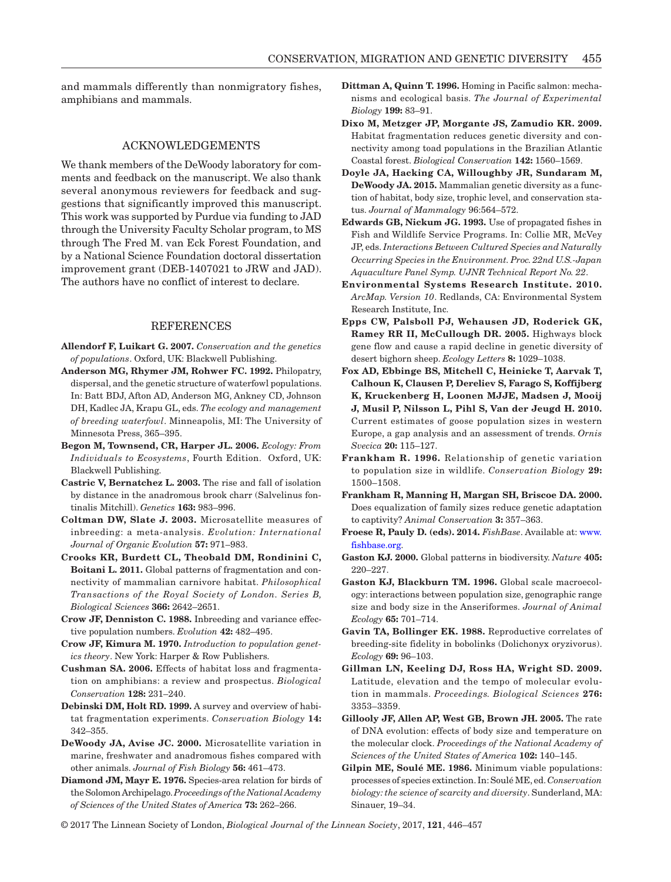and mammals differently than nonmigratory fishes, amphibians and mammals.

## ACKNOWLEDGEMENTS

We thank members of the DeWoody laboratory for comments and feedback on the manuscript. We also thank several anonymous reviewers for feedback and suggestions that significantly improved this manuscript. This work was supported by Purdue via funding to JAD through the University Faculty Scholar program, to MS through The Fred M. van Eck Forest Foundation, and by a National Science Foundation doctoral dissertation improvement grant (DEB-1407021 to JRW and JAD). The authors have no conflict of interest to declare.

## REFERENCES

**Allendorf F, Luikart G. 2007.** *Conservation and the genetics of populations*. Oxford, UK: Blackwell Publishing.

**Anderson MG, Rhymer JM, Rohwer FC. 1992.** Philopatry, dispersal, and the genetic structure of waterfowl populations. In: Batt BDJ, Afton AD, Anderson MG, Ankney CD, Johnson DH, Kadlec JA, Krapu GL, eds. *The ecology and management of breeding waterfowl*. Minneapolis, MI: The University of Minnesota Press, 365–395.

**Begon M, Townsend, CR, Harper JL. 2006.** *Ecology: From Individuals to Ecosystems*, Fourth Edition. Oxford, UK: Blackwell Publishing.

**Castric V, Bernatchez L. 2003.** The rise and fall of isolation by distance in the anadromous brook charr (Salvelinus fontinalis Mitchill). *Genetics* **163:** 983–996.

**Coltman DW, Slate J. 2003.** Microsatellite measures of inbreeding: a meta-analysis. *Evolution: International Journal of Organic Evolution* **57:** 971–983.

**Crooks KR, Burdett CL, Theobald DM, Rondinini C, Boitani L. 2011.** Global patterns of fragmentation and connectivity of mammalian carnivore habitat. *Philosophical Transactions of the Royal Society of London. Series B, Biological Sciences* **366:** 2642–2651.

**Crow JF, Denniston C. 1988.** Inbreeding and variance effective population numbers. *Evolution* **42:** 482–495.

**Crow JF, Kimura M. 1970.** *Introduction to population genetics theory*. New York: Harper & Row Publishers.

**Cushman SA. 2006.** Effects of habitat loss and fragmentation on amphibians: a review and prospectus. *Biological Conservation* **128:** 231–240.

**Debinski DM, Holt RD. 1999.** A survey and overview of habitat fragmentation experiments. *Conservation Biology* **14:** 342–355.

**DeWoody JA, Avise JC. 2000.** Microsatellite variation in marine, freshwater and anadromous fishes compared with other animals. *Journal of Fish Biology* **56:** 461–473.

**Diamond JM, Mayr E. 1976.** Species-area relation for birds of the Solomon Archipelago. *Proceedings of the National Academy of Sciences of the United States of America* **73:** 262–266.

**Dittman A, Quinn T. 1996.** Homing in Pacific salmon: mechanisms and ecological basis. *The Journal of Experimental Biology* **199:** 83–91.

**Dixo M, Metzger JP, Morgante JS, Zamudio KR. 2009.** Habitat fragmentation reduces genetic diversity and connectivity among toad populations in the Brazilian Atlantic Coastal forest. *Biological Conservation* **142:** 1560–1569.

**Doyle JA, Hacking CA, Willoughby JR, Sundaram M, DeWoody JA. 2015.** Mammalian genetic diversity as a function of habitat, body size, trophic level, and conservation status. *Journal of Mammalogy* 96:564–572.

**Edwards GB, Nickum JG. 1993.** Use of propagated fishes in Fish and Wildlife Service Programs. In: Collie MR, McVey JP, eds. *Interactions Between Cultured Species and Naturally Occurring Species in the Environment. Proc. 22nd U.S.-Japan Aquaculture Panel Symp. UJNR Technical Report No. 22*.

**Environmental Systems Research Institute. 2010.** *ArcMap. Version 10*. Redlands, CA: Environmental System Research Institute, Inc.

**Epps CW, Palsboll PJ, Wehausen JD, Roderick GK, Ramey RR II, McCullough DR. 2005.** Highways block gene flow and cause a rapid decline in genetic diversity of desert bighorn sheep. *Ecology Letters* **8:** 1029–1038.

**Fox AD, Ebbinge BS, Mitchell C, Heinicke T, Aarvak T, Calhoun K, Clausen P, Dereliev S, Farago S, Koffijberg K, Kruckenberg H, Loonen MJJE, Madsen J, Mooij J, Musil P, Nilsson L, Pihl S, Van der Jeugd H. 2010.** Current estimates of goose population sizes in western Europe, a gap analysis and an assessment of trends. *Ornis Svecica* **20:** 115–127.

**Frankham R. 1996.** Relationship of genetic variation to population size in wildlife. *Conservation Biology* **29:** 1500–1508.

**Frankham R, Manning H, Margan SH, Briscoe DA. 2000.** Does equalization of family sizes reduce genetic adaptation to captivity? *Animal Conservation* **3:** 357–363.

**Froese R, Pauly D. (eds). 2014.** *FishBase*. Available at: www.fishbase.org.

**Gaston KJ. 2000.** Global patterns in biodiversity. *Nature* **405:** 220–227.

**Gaston KJ, Blackburn TM. 1996.** Global scale macroecology: interactions between population size, geographic range size and body size in the Anseriformes. *Journal of Animal Ecology* **65:** 701–714.

**Gavin TA, Bollinger EK. 1988.** Reproductive correlates of breeding-site fidelity in bobolinks (Dolichonyx oryzivorus). *Ecology* **69:** 96–103.

**Gillman LN, Keeling DJ, Ross HA, Wright SD. 2009.** Latitude, elevation and the tempo of molecular evolution in mammals. *Proceedings. Biological Sciences* **276:** 3353–3359.

**Gillooly JF, Allen AP, West GB, Brown JH. 2005.** The rate of DNA evolution: effects of body size and temperature on the molecular clock. *Proceedings of the National Academy of Sciences of the United States of America* **102:** 140–145.

**Gilpin ME, Soulé ME. 1986.** Minimum viable populations: processes of species extinction. In: Soulé ME, ed. *Conservation biology: the science of scarcity and diversity*. Sunderland, MA: Sinauer, 19–34.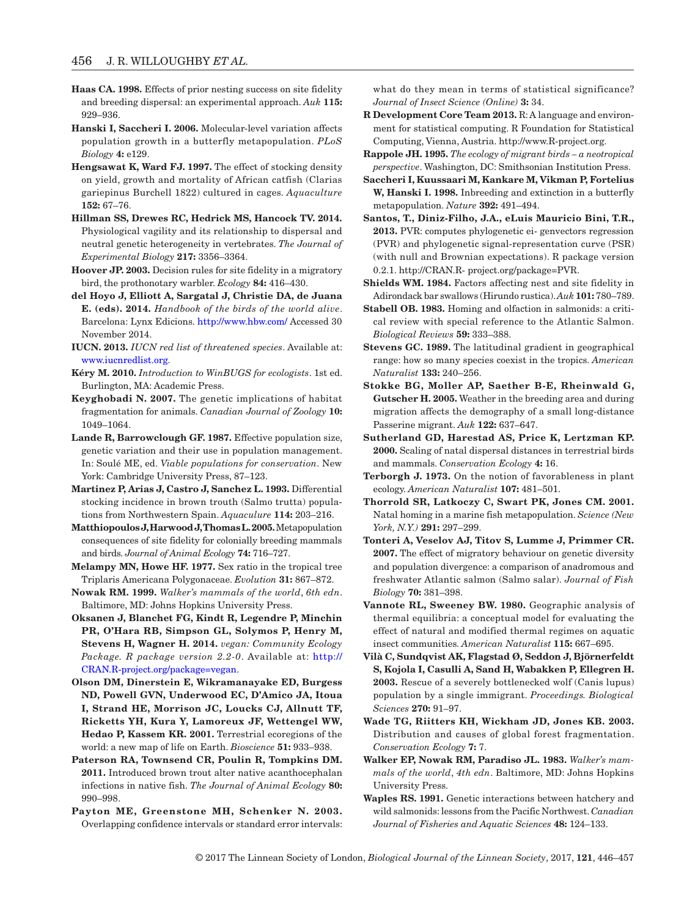**Haas CA. 1998.** Effects of prior nesting success on site fidelity and breeding dispersal: an experimental approach. *Auk* **115:** 929–936.

**Hanski I, Saccheri I. 2006.** Molecular-level variation affects population growth in a butterfly metapopulation. *PLoS Biology* **4:** e129.

**Hengsawat K, Ward FJ. 1997.** The effect of stocking density on yield, growth and mortality of African catfish (Clarias gariepinus Burchell 1822) cultured in cages. *Aquaculture* **152:** 67–76.

**Hillman SS, Drewes RC, Hedrick MS, Hancock TV. 2014.** Physiological vagility and its relationship to dispersal and neutral genetic heterogeneity in vertebrates. *The Journal of Experimental Biology* **217:** 3356–3364.

**Hoover JP. 2003.** Decision rules for site fidelity in a migratory bird, the prothonotary warbler. *Ecology* **84:** 416–430.

**del Hoyo J, Elliott A, Sargatal J, Christie DA, de Juana E. (eds). 2014.** *Handbook of the birds of the world alive*. Barcelona: Lynx Edicions. http://www.hbw.com/ Accessed 30 November 2014.

**IUCN. 2013.** *IUCN red list of threatened species*. Available at: www.iucnredlist.org.

**Kéry M. 2010.** *Introduction to WinBUGS for ecologists*. 1st ed. Burlington, MA: Academic Press.

**Keyghobadi N. 2007.** The genetic implications of habitat fragmentation for animals. *Canadian Journal of Zoology* **10:** 1049–1064.

**Lande R, Barrowclough GF. 1987.** Effective population size, genetic variation and their use in population management. In: Soulé ME, ed. *Viable populations for conservation*. New York: Cambridge University Press, 87–123.

**Martinez P, Arias J, Castro J, Sanchez L. 1993.** Differential stocking incidence in brown trouth (Salmo trutta) populations from Northwestern Spain. *Aquaculure* **114:** 203–216.

**Matthiopoulos J, Harwood J, Thomas L. 2005.** Metapopulation consequences of site fidelity for colonially breeding mammals and birds. *Journal of Animal Ecology* **74:** 716–727.

**Melampy MN, Howe HF. 1977.** Sex ratio in the tropical tree Triplaris Americana Polygonaceae. *Evolution* **31:** 867–872.

**Nowak RM. 1999.** *Walker's mammals of the world, 6th edn*. Baltimore, MD: Johns Hopkins University Press.

**Oksanen J, Blanchet FG, Kindt R, Legendre P, Minchin PR, O'Hara RB, Simpson GL, Solymos P, Henry M, Stevens H, Wagner H. 2014.** *vegan: Community Ecology Package. R package version 2.2-0*. Available at: http://CRAN.R-project.org/package=vegan.

**Olson DM, Dinerstein E, Wikramanayake ED, Burgess ND, Powell GVN, Underwood EC, D'Amico JA, Itoua I, Strand HE, Morrison JC, Loucks CJ, Allnutt TF, Ricketts YH, Kura Y, Lamoreux JF, Wettengel WW, Hedao P, Kassem KR. 2001.** Terrestrial ecoregions of the world: a new map of life on Earth. *Bioscience* **51:** 933–938.

**Paterson RA, Townsend CR, Poulin R, Tompkins DM. 2011.** Introduced brown trout alter native acanthocephalan infections in native fish. *The Journal of Animal Ecology* **80:** 990–998.

**Payton ME, Greenstone MH, Schenker N. 2003.** Overlapping confidence intervals or standard error intervals: what do they mean in terms of statistical significance? *Journal of Insect Science (Online)* **3:** 34.

**R Development Core Team 2013.** R: A language and environment for statistical computing. R Foundation for Statistical Computing, Vienna, Austria. http://www.R-project.org.

**Rappole JH. 1995.** *The ecology of migrant birds – a neotropical perspective*. Washington, DC: Smithsonian Institution Press.

**Saccheri I, Kuussaari M, Kankare M, Vikman P, Fortelius W, Hanski I. 1998.** Inbreeding and extinction in a butterfly metapopulation. *Nature* **392:** 491–494.

**Santos, T., Diniz-Filho, J.A., eLuis Mauricio Bini, T.R., 2013.** PVR: computes phylogenetic ei- genvectors regression (PVR) and phylogenetic signal-representation curve (PSR) (with null and Brownian expectations). R package version 0.2.1. http://CRAN.R- project.org/package=PVR.

**Shields WM. 1984.** Factors affecting nest and site fidelity in Adirondack bar swallows (Hirundo rustica). *Auk* **101:** 780–789.

**Stabell OB. 1983.** Homing and olfaction in salmonids: a critical review with special reference to the Atlantic Salmon. *Biological Reviews* **59:** 333–388.

**Stevens GC. 1989.** The latitudinal gradient in geographical range: how so many species coexist in the tropics. *American Naturalist* **133:** 240–256.

**Stokke BG, Moller AP, Saether B-E, Rheinwald G, Gutscher H. 2005.** Weather in the breeding area and during migration affects the demography of a small long-distance Passerine migrant. *Auk* **122:** 637–647.

**Sutherland GD, Harestad AS, Price K, Lertzman KP. 2000.** Scaling of natal dispersal distances in terrestrial birds and mammals. *Conservation Ecology* **4:** 16.

**Terborgh J. 1973.** On the notion of favorableness in plant ecology. *American Naturalist* **107:** 481–501.

**Thorrold SR, Latkoczy C, Swart PK, Jones CM. 2001.** Natal homing in a marine fish metapopulation. *Science (New York, N.Y.)* **291:** 297–299.

**Tonteri A, Veselov AJ, Titov S, Lumme J, Primmer CR. 2007.** The effect of migratory behaviour on genetic diversity and population divergence: a comparison of anadromous and freshwater Atlantic salmon (Salmo salar). *Journal of Fish Biology* **70:** 381–398.

**Vannote RL, Sweeney BW. 1980.** Geographic analysis of thermal equilibria: a conceptual model for evaluating the effect of natural and modified thermal regimes on aquatic insect communities. *American Naturalist* **115:** 667–695.

**Vilà C, Sundqvist AK, Flagstad Ø, Seddon J, Björnerfeldt S, Kojola I, Casulli A, Sand H, Wabakken P, Ellegren H. 2003.** Rescue of a severely bottlenecked wolf (Canis lupus) population by a single immigrant. *Proceedings. Biological Sciences* **270:** 91–97.

**Wade TG, Riitters KH, Wickham JD, Jones KB. 2003.** Distribution and causes of global forest fragmentation. *Conservation Ecology* **7:** 7.

**Walker EP, Nowak RM, Paradiso JL. 1983.** *Walker's mammals of the world, 4th edn*. Baltimore, MD: Johns Hopkins University Press.

**Waples RS. 1991.** Genetic interactions between hatchery and wild salmonids: lessons from the Pacific Northwest. *Canadian Journal of Fisheries and Aquatic Sciences* **48:** 124–133.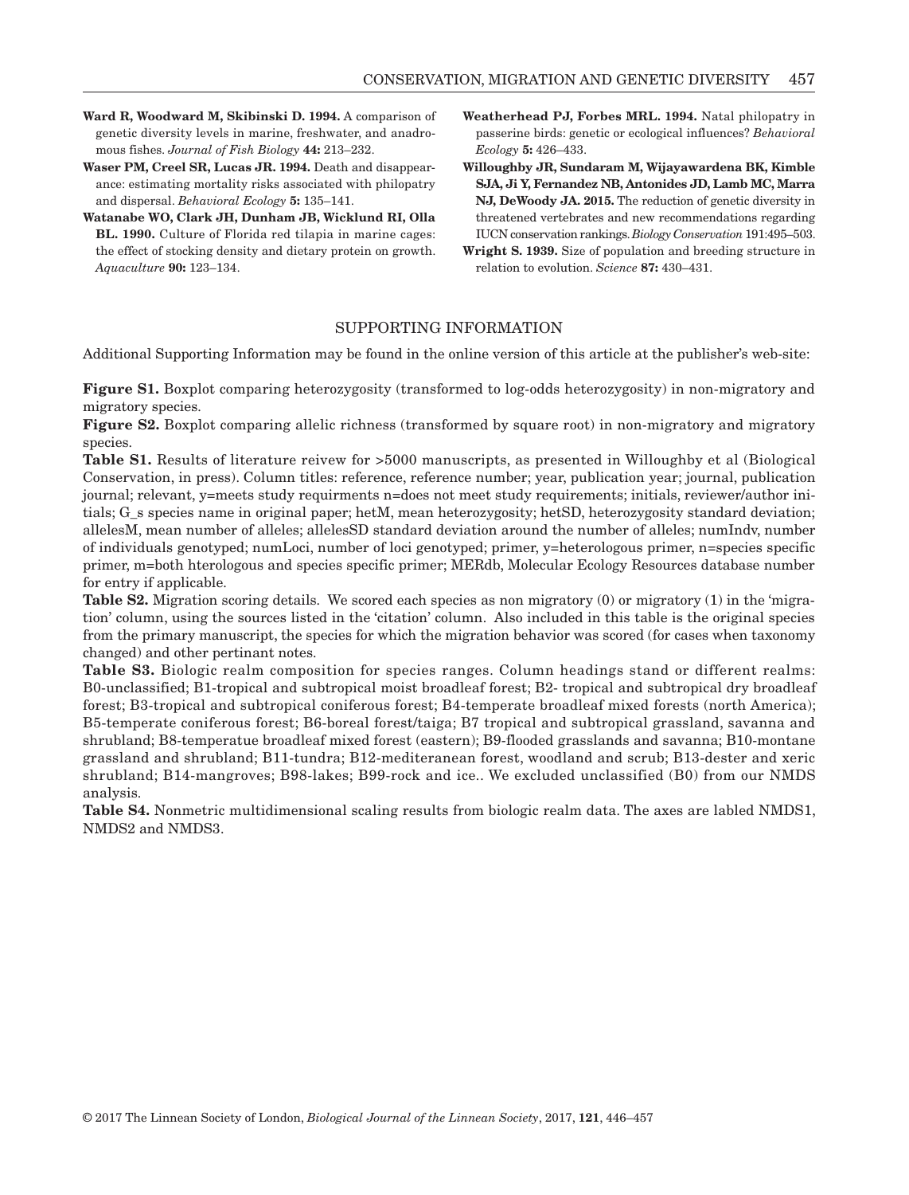**Ward R, Woodward M, Skibinski D. 1994.** A comparison of genetic diversity levels in marine, freshwater, and anadromous fishes. *Journal of Fish Biology* **44:** 213–232.

**Waser PM, Creel SR, Lucas JR. 1994.** Death and disappearance: estimating mortality risks associated with philopatry and dispersal. *Behavioral Ecology* **5:** 135–141.

**Watanabe WO, Clark JH, Dunham JB, Wicklund RI, Olla BL. 1990.** Culture of Florida red tilapia in marine cages: the effect of stocking density and dietary protein on growth. *Aquaculture* **90:** 123–134.

**Weatherhead PJ, Forbes MRL. 1994.** Natal philopatry in passerine birds: genetic or ecological influences? *Behavioral Ecology* **5:** 426–433.

**Willoughby JR, Sundaram M, Wijayawardena BK, Kimble SJA, Ji Y, Fernandez NB, Antonides JD, Lamb MC, Marra NJ, DeWoody JA. 2015.** The reduction of genetic diversity in threatened vertebrates and new recommendations regarding IUCN conservation rankings. *Biology Conservation* 191:495–503.

**Wright S. 1939.** Size of population and breeding structure in relation to evolution. *Science* **87:** 430–431.

## SUPPORTING INFORMATION

Additional Supporting Information may be found in the online version of this article at the publisher's web-site:

**Figure S1.** Boxplot comparing heterozygosity (transformed to log-odds heterozygosity) in non-migratory and migratory species.

**Figure S2.** Boxplot comparing allelic richness (transformed by square root) in non-migratory and migratory species.

**Table S1.** Results of literature reivew for >5000 manuscripts, as presented in Willoughby et al (Biological Conservation, in press). Column titles: reference, reference number; year, publication year; journal, publication journal; relevant, y=meets study requirments n=does not meet study requirements; initials, reviewer/author initials; G_s species name in original paper; hetM, mean heterozygosity; hetSD, heterozygosity standard deviation; allelesM, mean number of alleles; allelesSD standard deviation around the number of alleles; numIndv, number of individuals genotyped; numLoci, number of loci genotyped; primer, y=heterologous primer, n=species specific primer, m=both hterologous and species specific primer; MERdb, Molecular Ecology Resources database number for entry if applicable.

**Table S2.** Migration scoring details. We scored each species as non migratory (0) or migratory (1) in the 'migration' column, using the sources listed in the 'citation' column. Also included in this table is the original species from the primary manuscript, the species for which the migration behavior was scored (for cases when taxonomy changed) and other pertinant notes.

**Table S3.** Biologic realm composition for species ranges. Column headings stand or different realms: B0-unclassified; B1-tropical and subtropical moist broadleaf forest; B2- tropical and subtropical dry broadleaf forest; B3-tropical and subtropical coniferous forest; B4-temperate broadleaf mixed forests (north America); B5-temperate coniferous forest; B6-boreal forest/taiga; B7 tropical and subtropical grassland, savanna and shrubland; B8-temperatue broadleaf mixed forest (eastern); B9-flooded grasslands and savanna; B10-montane grassland and shrubland; B11-tundra; B12-mediteranean forest, woodland and scrub; B13-dester and xeric shrubland; B14-mangroves; B98-lakes; B99-rock and ice.. We excluded unclassified (B0) from our NMDS analysis.

**Table S4.** Nonmetric multidimensional scaling results from biologic realm data. The axes are labled NMDS1, NMDS2 and NMDS3.